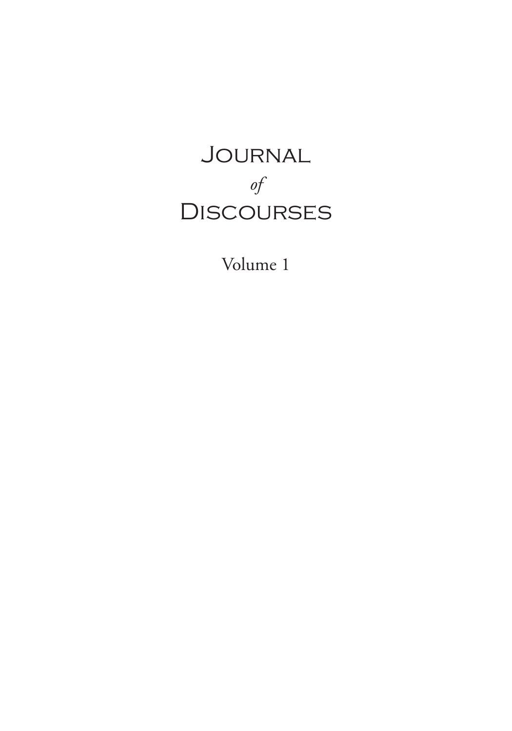# Journal *of* Discourses

Volume 1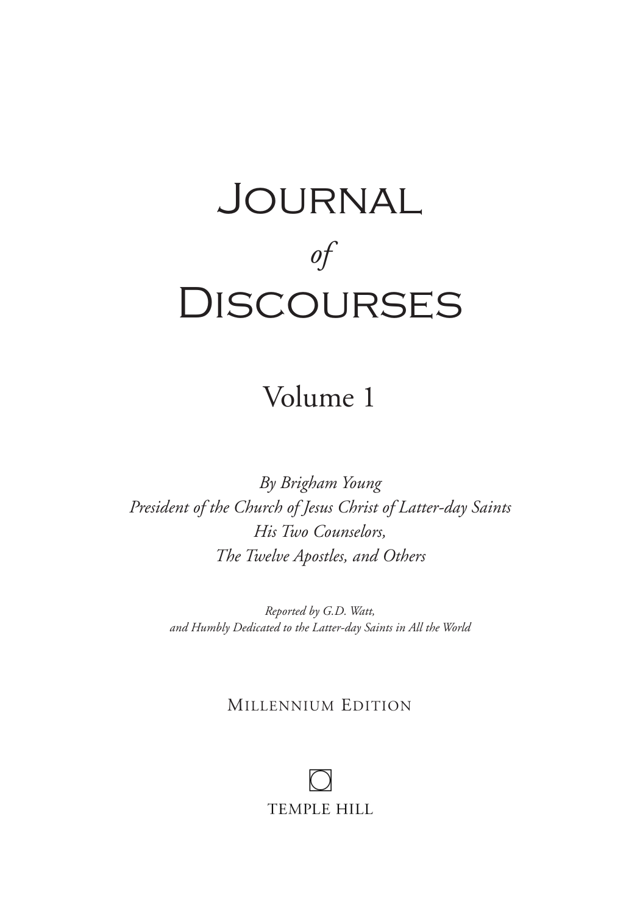# Journal *of* Discourses

## Volume 1

*By Brigham Young*
*President of the Church of Jesus Christ of Latter-day Saints*
*His Two Counselors,*
*The Twelve Apostles, and Others*

*Reported by G.D. Watt,*
*and Humbly Dedicated to the Latter-day Saints in All the World*

Millennium Edition

TEMPLE HILL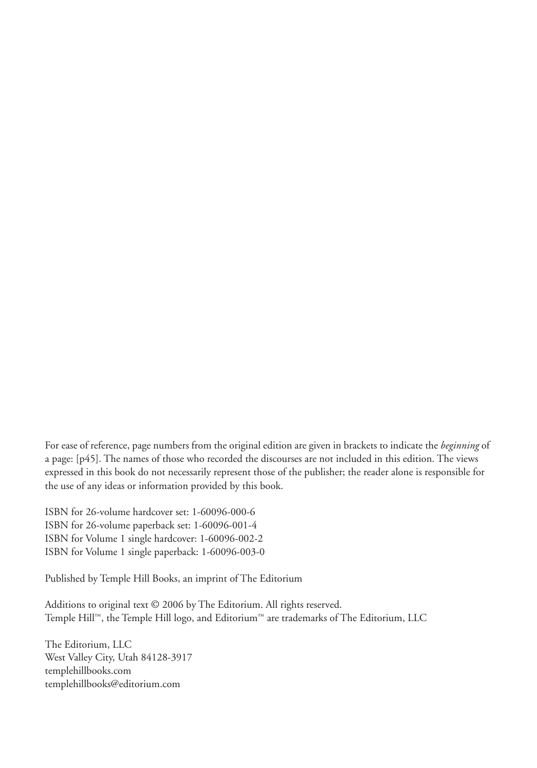For ease of reference, page numbers from the original edition are given in brackets to indicate the *beginning* of a page: [p45]. The names of those who recorded the discourses are not included in this edition. The views expressed in this book do not necessarily represent those of the publisher; the reader alone is responsible for the use of any ideas or information provided by this book.

ISBN for 26-volume hardcover set: 1-60096-000-6
ISBN for 26-volume paperback set: 1-60096-001-4
ISBN for Volume 1 single hardcover: 1-60096-002-2
ISBN for Volume 1 single paperback: 1-60096-003-0

Published by Temple Hill Books, an imprint of The Editorium

Additions to original text © 2006 by The Editorium. All rights reserved.
Temple Hill™, the Temple Hill logo, and Editorium™ are trademarks of The Editorium, LLC

The Editorium, LLC
West Valley City, Utah 84128-3917
templehillbooks.com
templehillbooks@editorium.com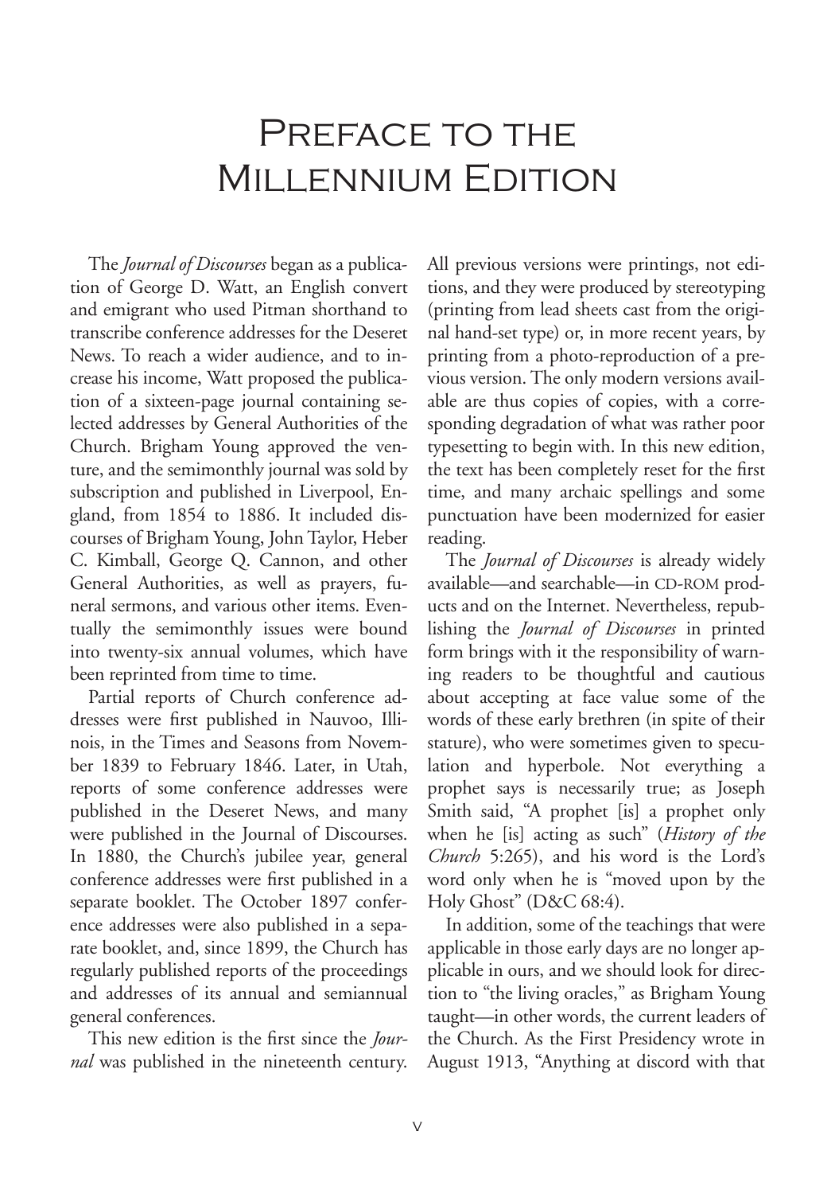# Preface to the Millennium Edition

The *Journal of Discourses* began as a publication of George D. Watt, an English convert and emigrant who used Pitman shorthand to transcribe conference addresses for the Deseret News. To reach a wider audience, and to increase his income, Watt proposed the publication of a sixteen-page journal containing selected addresses by General Authorities of the Church. Brigham Young approved the venture, and the semimonthly journal was sold by subscription and published in Liverpool, England, from 1854 to 1886. It included discourses of Brigham Young, John Taylor, Heber C. Kimball, George Q. Cannon, and other General Authorities, as well as prayers, funeral sermons, and various other items. Eventually the semimonthly issues were bound into twenty-six annual volumes, which have been reprinted from time to time.

Partial reports of Church conference addresses were first published in Nauvoo, Illinois, in the Times and Seasons from November 1839 to February 1846. Later, in Utah, reports of some conference addresses were published in the Deseret News, and many were published in the Journal of Discourses. In 1880, the Church's jubilee year, general conference addresses were first published in a separate booklet. The October 1897 conference addresses were also published in a separate booklet, and, since 1899, the Church has regularly published reports of the proceedings and addresses of its annual and semiannual general conferences.

This new edition is the first since the *Journal* was published in the nineteenth century. All previous versions were printings, not editions, and they were produced by stereotyping (printing from lead sheets cast from the original hand-set type) or, in more recent years, by printing from a photo-reproduction of a previous version. The only modern versions available are thus copies of copies, with a corresponding degradation of what was rather poor typesetting to begin with. In this new edition, the text has been completely reset for the first time, and many archaic spellings and some punctuation have been modernized for easier reading.

The *Journal of Discourses* is already widely available—and searchable—in CD-ROM products and on the Internet. Nevertheless, republishing the *Journal of Discourses* in printed form brings with it the responsibility of warning readers to be thoughtful and cautious about accepting at face value some of the words of these early brethren (in spite of their stature), who were sometimes given to speculation and hyperbole. Not everything a prophet says is necessarily true; as Joseph Smith said, "A prophet [is] a prophet only when he [is] acting as such" (*History of the Church* 5:265), and his word is the Lord's word only when he is "moved upon by the Holy Ghost" (D&C 68:4).

In addition, some of the teachings that were applicable in those early days are no longer applicable in ours, and we should look for direction to "the living oracles," as Brigham Young taught—in other words, the current leaders of the Church. As the First Presidency wrote in August 1913, "Anything at discord with that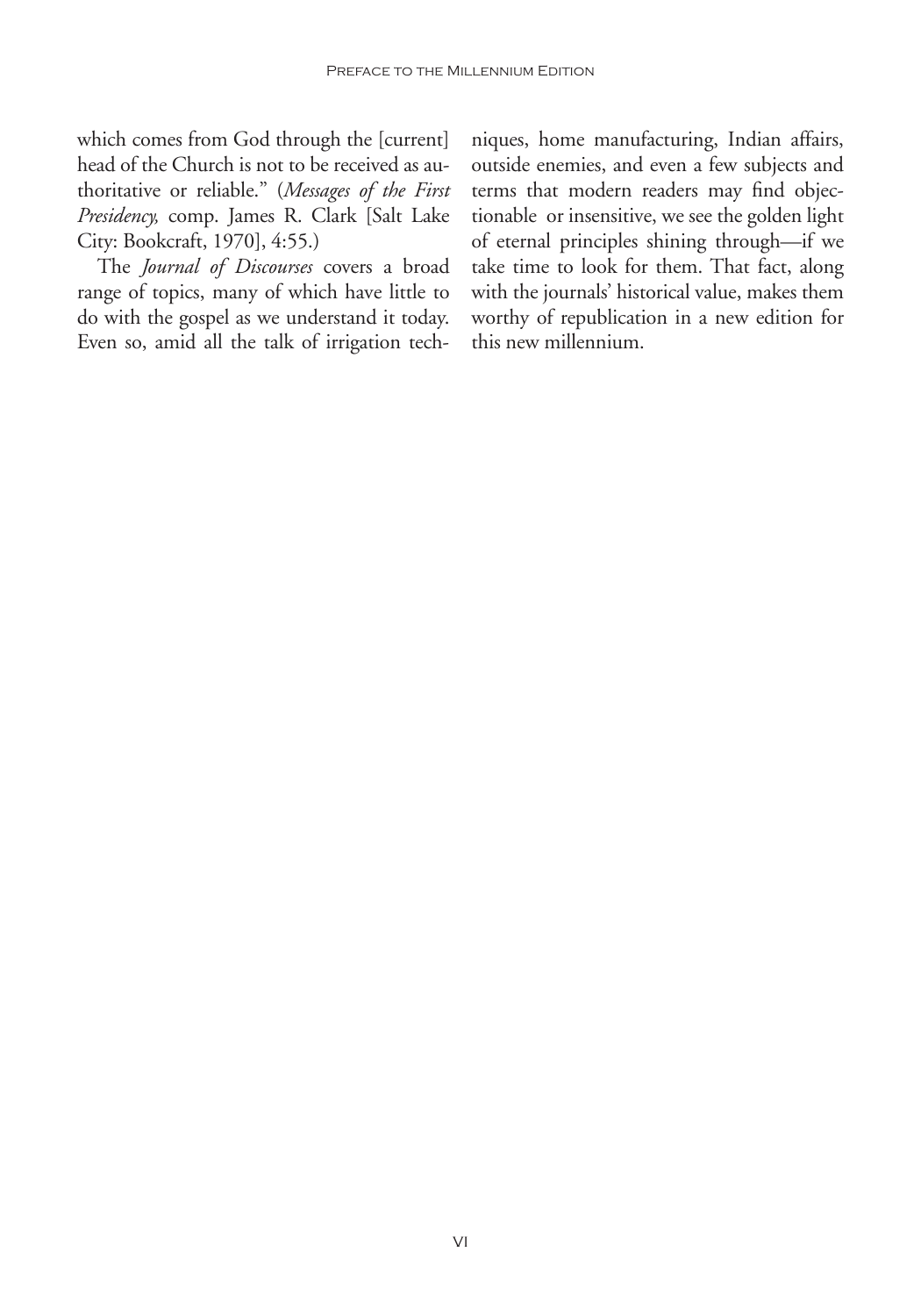which comes from God through the [current] head of the Church is not to be received as authoritative or reliable." (*Messages of the First Presidency,* comp. James R. Clark [Salt Lake City: Bookcraft, 1970], 4:55.)

The *Journal of Discourses* covers a broad range of topics, many of which have little to do with the gospel as we understand it today. Even so, amid all the talk of irrigation techniques, home manufacturing, Indian affairs, outside enemies, and even a few subjects and terms that modern readers may find objectionable or insensitive, we see the golden light of eternal principles shining through—if we take time to look for them. That fact, along with the journals' historical value, makes them worthy of republication in a new edition for this new millennium.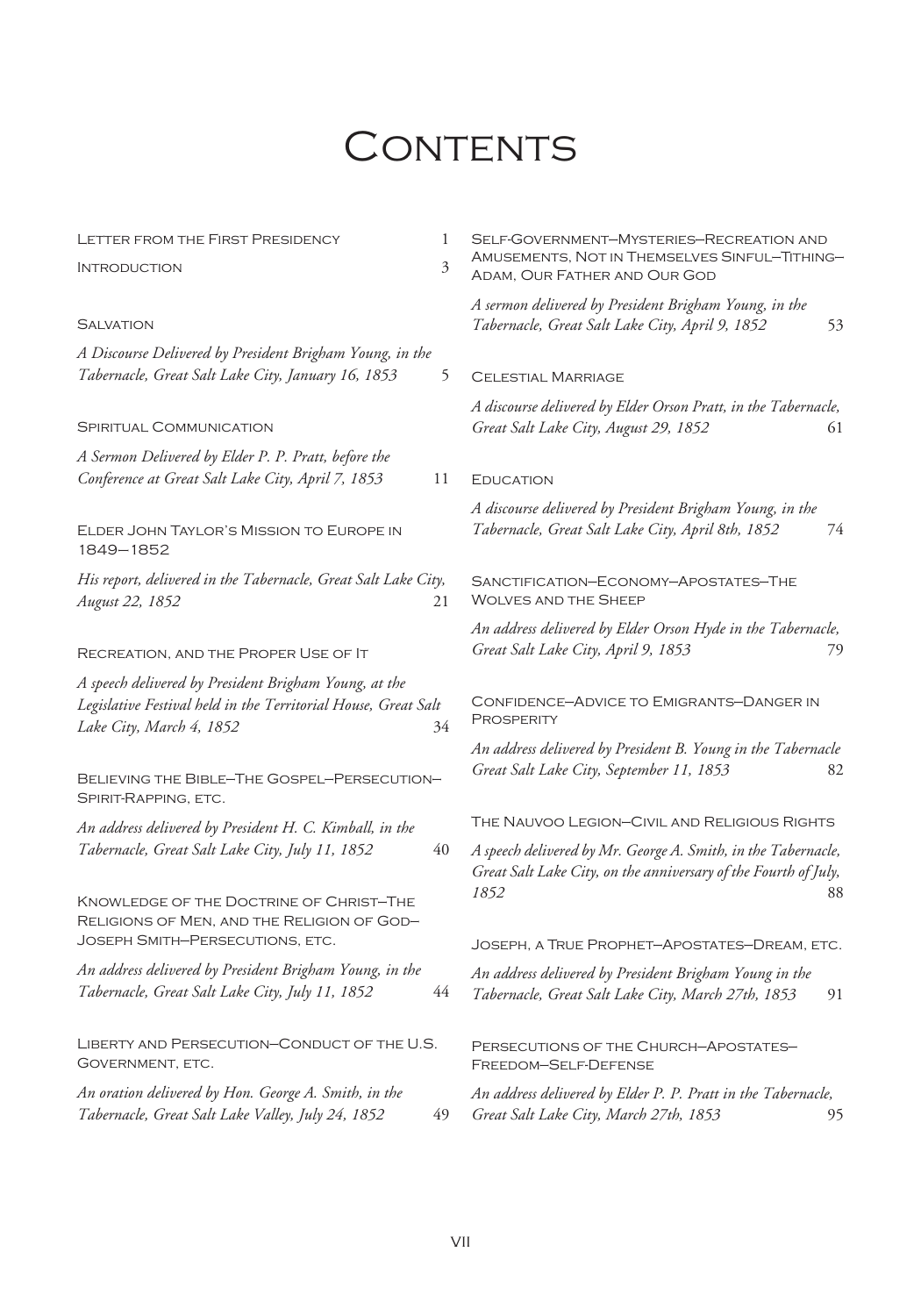# Contents

Letter from the First Presidency 1

Introduction 3

Salvation

*A Discourse Delivered by President Brigham Young, in the Tabernacle, Great Salt Lake City, January 16, 1853* 5

Spiritual Communication

*A Sermon Delivered by Elder P. P. Pratt, before the Conference at Great Salt Lake City, April 7, 1853* 11

Elder John Taylor's Mission to Europe in 1849—1852

*His report, delivered in the Tabernacle, Great Salt Lake City, August 22, 1852* 21

Recreation, and the Proper Use of It

*A speech delivered by President Brigham Young, at the Legislative Festival held in the Territorial House, Great Salt Lake City, March 4, 1852* 34

Believing the Bible—The Gospel—Persecution—Spirit-Rapping, etc.

*An address delivered by President H. C. Kimball, in the Tabernacle, Great Salt Lake City, July 11, 1852* 40

Knowledge of the Doctrine of Christ—The Religions of Men, and the Religion of God—Joseph Smith—Persecutions, etc.

*An address delivered by President Brigham Young, in the Tabernacle, Great Salt Lake City, July 11, 1852* 44

Liberty and Persecution—Conduct of the U.S. Government, etc.

*An oration delivered by Hon. George A. Smith, in the Tabernacle, Great Salt Lake Valley, July 24, 1852* 49

Self-Government—Mysteries—Recreation and Amusements, Not in Themselves Sinful—Tithing—Adam, Our Father and Our God

*A sermon delivered by President Brigham Young, in the Tabernacle, Great Salt Lake City, April 9, 1852* 53

Celestial Marriage

*A discourse delivered by Elder Orson Pratt, in the Tabernacle, Great Salt Lake City, August 29, 1852* 61

Education

*A discourse delivered by President Brigham Young, in the Tabernacle, Great Salt Lake City, April 8th, 1852* 74

Sanctification—Economy—Apostates—The Wolves and the Sheep

*An address delivered by Elder Orson Hyde in the Tabernacle, Great Salt Lake City, April 9, 1853* 79

Confidence—Advice to Emigrants—Danger in Prosperity

*An address delivered by President B. Young in the Tabernacle Great Salt Lake City, September 11, 1853* 82

The Nauvoo Legion—Civil and Religious Rights

*A speech delivered by Mr. George A. Smith, in the Tabernacle, Great Salt Lake City, on the anniversary of the Fourth of July, 1852* 88

Joseph, a True Prophet—Apostates—Dream, etc.

*An address delivered by President Brigham Young in the Tabernacle, Great Salt Lake City, March 27th, 1853* 91

Persecutions of the Church—Apostates—Freedom—Self-Defense

*An address delivered by Elder P. P. Pratt in the Tabernacle, Great Salt Lake City, March 27th, 1853* 95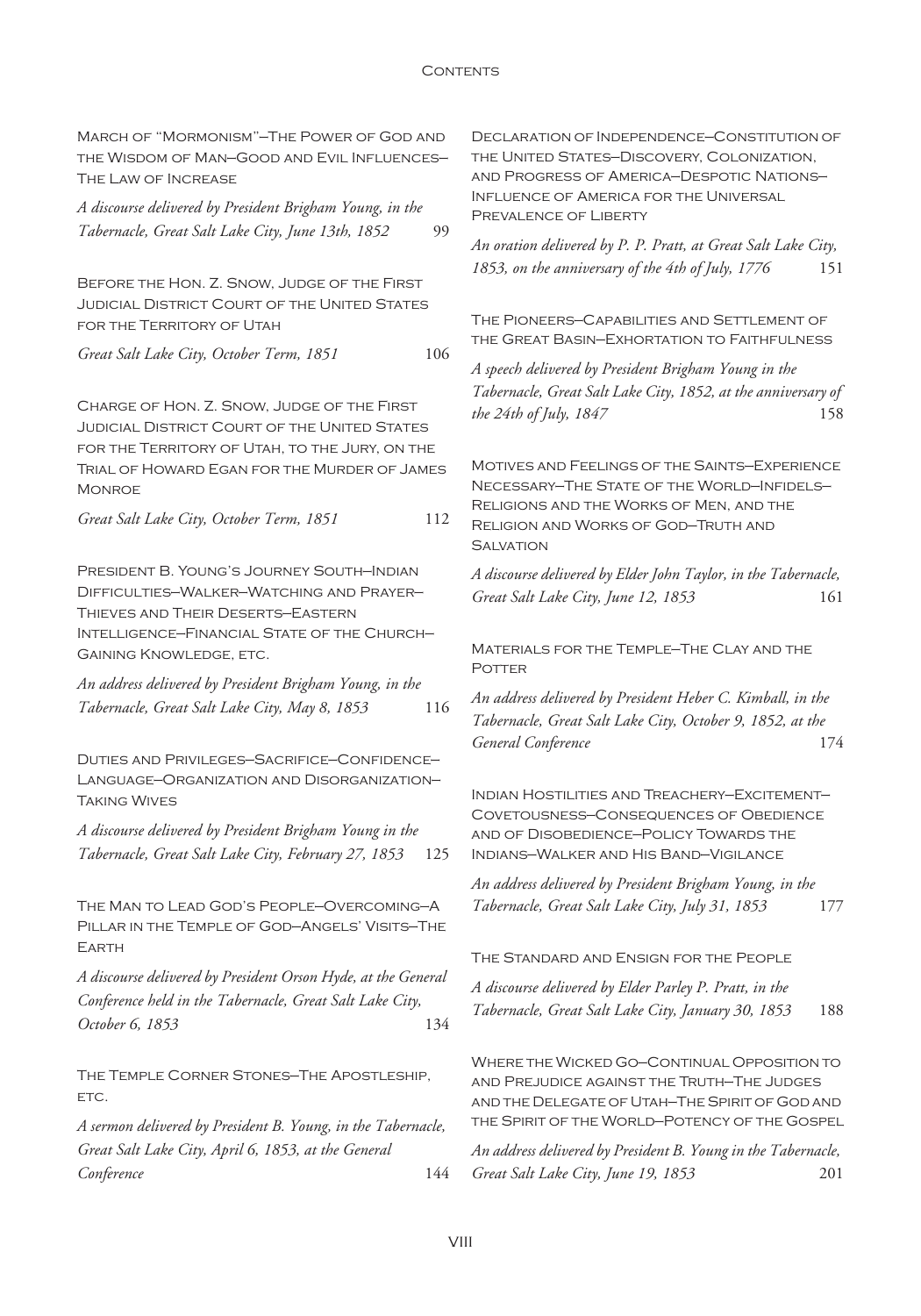March of "Mormonism"–The Power of God and the Wisdom of Man–Good and Evil Influences–The Law of Increase

*A discourse delivered by President Brigham Young, in the Tabernacle, Great Salt Lake City, June 13th, 1852* 99

Before the Hon. Z. Snow, Judge of the First Judicial District Court of the United States for the Territory of Utah

*Great Salt Lake City, October Term, 1851* 106

Charge of Hon. Z. Snow, Judge of the First Judicial District Court of the United States for the Territory of Utah, to the Jury, on the Trial of Howard Egan for the Murder of James Monroe

*Great Salt Lake City, October Term, 1851* 112

President B. Young's Journey South–Indian Difficulties–Walker–Watching and Prayer–Thieves and Their Deserts–Eastern Intelligence–Financial State of the Church–Gaining Knowledge, etc.

*An address delivered by President Brigham Young, in the Tabernacle, Great Salt Lake City, May 8, 1853* 116

Duties and Privileges–Sacrifice–Confidence–Language–Organization and Disorganization–Taking Wives

*A discourse delivered by President Brigham Young in the Tabernacle, Great Salt Lake City, February 27, 1853* 125

The Man to Lead God's People–Overcoming–A Pillar in the Temple of God–Angels' Visits–The Earth

*A discourse delivered by President Orson Hyde, at the General Conference held in the Tabernacle, Great Salt Lake City, October 6, 1853* 134

The Temple Corner Stones–The Apostleship, etc.

*A sermon delivered by President B. Young, in the Tabernacle, Great Salt Lake City, April 6, 1853, at the General Conference* 144

Declaration of Independence–Constitution of the United States–Discovery, Colonization, and Progress of America–Despotic Nations–Influence of America for the Universal Prevalence of Liberty

*An oration delivered by P. P. Pratt, at Great Salt Lake City, 1853, on the anniversary of the 4th of July, 1776* 151

The Pioneers–Capabilities and Settlement of the Great Basin–Exhortation to Faithfulness

*A speech delivered by President Brigham Young in the Tabernacle, Great Salt Lake City, 1852, at the anniversary of the 24th of July, 1847* 158

Motives and Feelings of the Saints–Experience Necessary–The State of the World–Infidels–Religions and the Works of Men, and the Religion and Works of God–Truth and Salvation

*A discourse delivered by Elder John Taylor, in the Tabernacle, Great Salt Lake City, June 12, 1853* 161

Materials for the Temple–The Clay and the Potter

*An address delivered by President Heber C. Kimball, in the Tabernacle, Great Salt Lake City, October 9, 1852, at the General Conference* 174

Indian Hostilities and Treachery–Excitement–Covetousness–Consequences of Obedience and of Disobedience–Policy Towards the Indians–Walker and His Band–Vigilance

*An address delivered by President Brigham Young, in the Tabernacle, Great Salt Lake City, July 31, 1853* 177

The Standard and Ensign for the People

*A discourse delivered by Elder Parley P. Pratt, in the Tabernacle, Great Salt Lake City, January 30, 1853* 188

Where the Wicked Go–Continual Opposition to and Prejudice against the Truth–The Judges and the Delegate of Utah–The Spirit of God and the Spirit of the World–Potency of the Gospel

*An address delivered by President B. Young in the Tabernacle, Great Salt Lake City, June 19, 1853* 201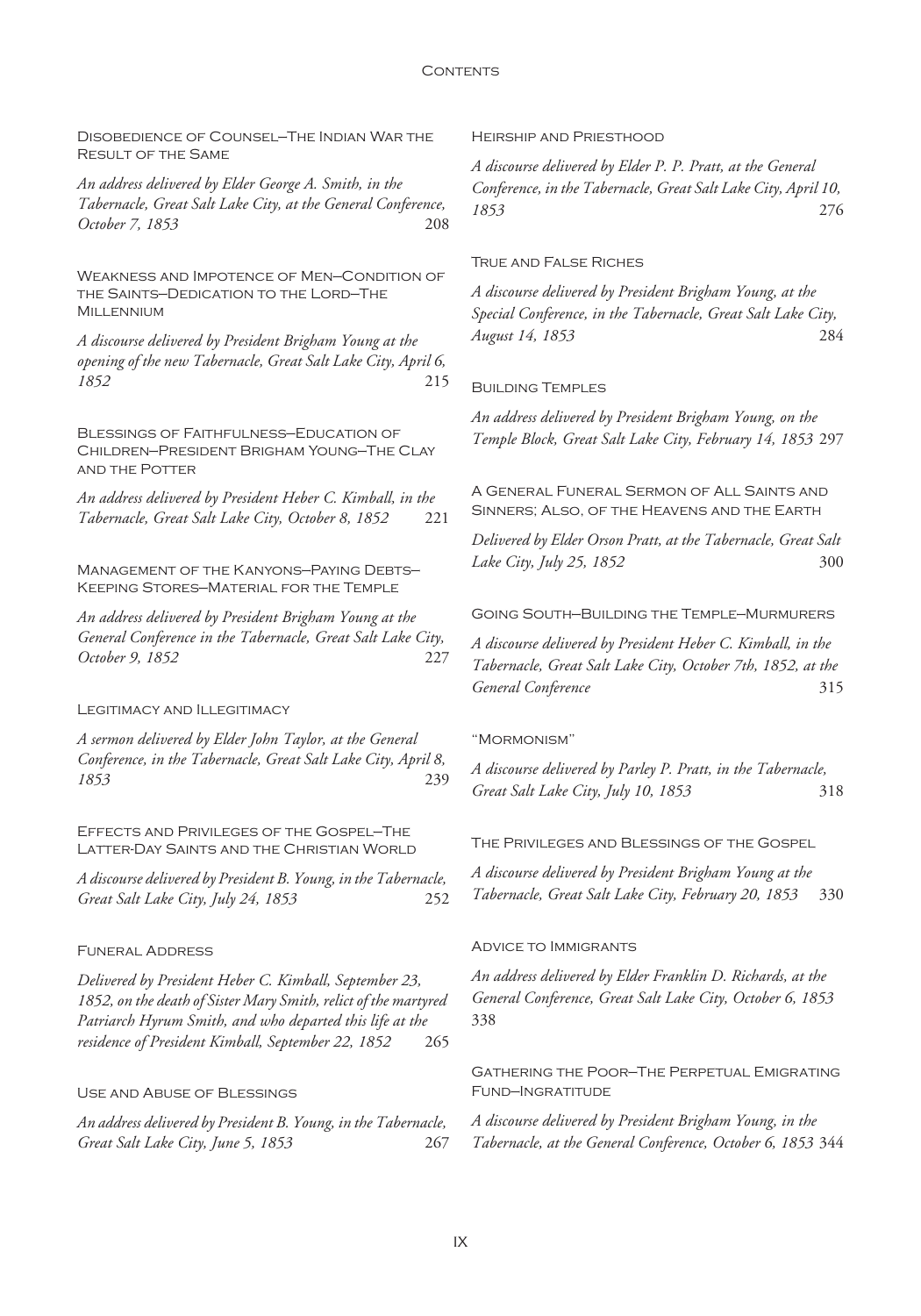Disobedience of Counsel—The Indian War the Result of the Same

*An address delivered by Elder George A. Smith, in the Tabernacle, Great Salt Lake City, at the General Conference, October 7, 1853* 208

Weakness and Impotence of Men—Condition of the Saints—Dedication to the Lord—The Millennium

*A discourse delivered by President Brigham Young at the opening of the new Tabernacle, Great Salt Lake City, April 6, 1852* 215

Blessings of Faithfulness—Education of Children—President Brigham Young—The Clay and the Potter

*An address delivered by President Heber C. Kimball, in the Tabernacle, Great Salt Lake City, October 8, 1852* 221

Management of the Kanyons—Paying Debts—Keeping Stores—Material for the Temple

*An address delivered by President Brigham Young at the General Conference in the Tabernacle, Great Salt Lake City, October 9, 1852* 227

Legitimacy and Illegitimacy

*A sermon delivered by Elder John Taylor, at the General Conference, in the Tabernacle, Great Salt Lake City, April 8, 1853* 239

Effects and Privileges of the Gospel—The Latter-Day Saints and the Christian World

*A discourse delivered by President B. Young, in the Tabernacle, Great Salt Lake City, July 24, 1853* 252

Funeral Address

*Delivered by President Heber C. Kimball, September 23, 1852, on the death of Sister Mary Smith, relict of the martyred Patriarch Hyrum Smith, and who departed this life at the residence of President Kimball, September 22, 1852* 265

Use and Abuse of Blessings

*An address delivered by President B. Young, in the Tabernacle, Great Salt Lake City, June 5, 1853* 267

Heirship and Priesthood

*A discourse delivered by Elder P. P. Pratt, at the General Conference, in the Tabernacle, Great Salt Lake City, April 10, 1853* 276

True and False Riches

*A discourse delivered by President Brigham Young, at the Special Conference, in the Tabernacle, Great Salt Lake City, August 14, 1853* 284

Building Temples

*An address delivered by President Brigham Young, on the Temple Block, Great Salt Lake City, February 14, 1853* 297

A General Funeral Sermon of All Saints and Sinners; Also, of the Heavens and the Earth

*Delivered by Elder Orson Pratt, at the Tabernacle, Great Salt Lake City, July 25, 1852* 300

Going South—Building the Temple—Murmurers

*A discourse delivered by President Heber C. Kimball, in the Tabernacle, Great Salt Lake City, October 7th, 1852, at the General Conference* 315

"Mormonism"

*A discourse delivered by Parley P. Pratt, in the Tabernacle, Great Salt Lake City, July 10, 1853* 318

The Privileges and Blessings of the Gospel

*A discourse delivered by President Brigham Young at the Tabernacle, Great Salt Lake City, February 20, 1853* 330

Advice to Immigrants

*An address delivered by Elder Franklin D. Richards, at the General Conference, Great Salt Lake City, October 6, 1853* 338

Gathering the Poor—The Perpetual Emigrating Fund—Ingratitude

*A discourse delivered by President Brigham Young, in the Tabernacle, at the General Conference, October 6, 1853* 344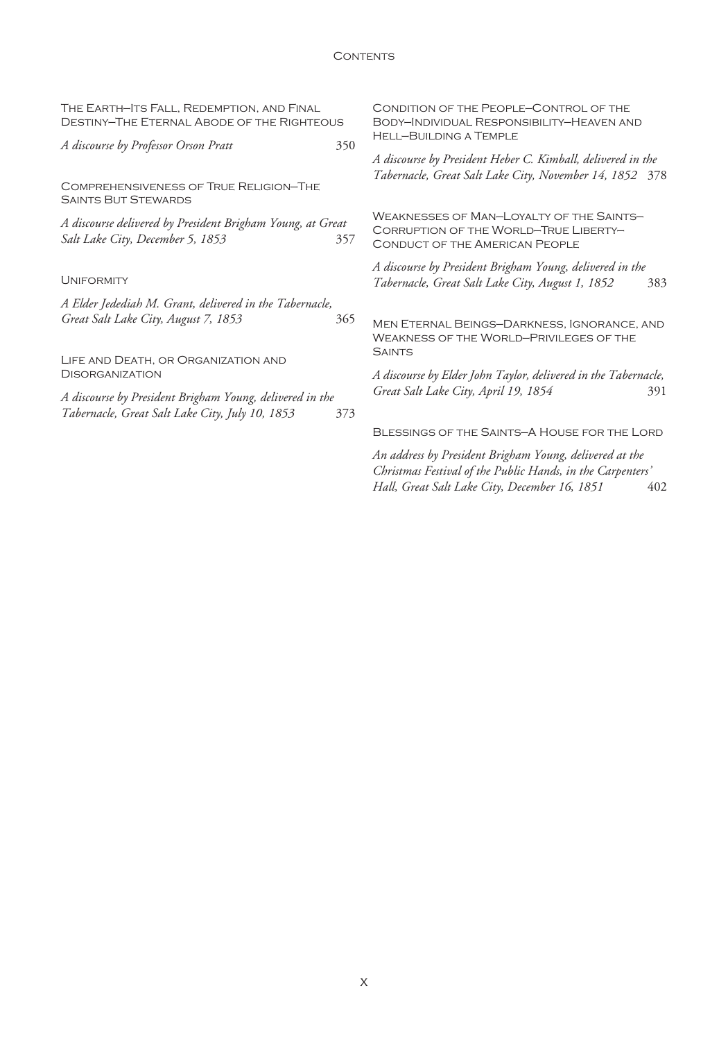The Earth—Its Fall, Redemption, and Final Destiny—The Eternal Abode of the Righteous

*A discourse by Professor Orson Pratt* 350

Comprehensiveness of True Religion—The Saints But Stewards

*A discourse delivered by President Brigham Young, at Great Salt Lake City, December 5, 1853* 357

Uniformity

*A Elder Jedediah M. Grant, delivered in the Tabernacle, Great Salt Lake City, August 7, 1853* 365

Life and Death, or Organization and Disorganization

*A discourse by President Brigham Young, delivered in the Tabernacle, Great Salt Lake City, July 10, 1853* 373

Condition of the People—Control of the Body—Individual Responsibility—Heaven and Hell—Building a Temple

*A discourse by President Heber C. Kimball, delivered in the Tabernacle, Great Salt Lake City, November 14, 1852* 378

Weaknesses of Man—Loyalty of the Saints—Corruption of the World—True Liberty—Conduct of the American People

*A discourse by President Brigham Young, delivered in the Tabernacle, Great Salt Lake City, August 1, 1852* 383

Men Eternal Beings—Darkness, Ignorance, and Weakness of the World—Privileges of the Saints

*A discourse by Elder John Taylor, delivered in the Tabernacle, Great Salt Lake City, April 19, 1854* 391

Blessings of the Saints—A House for the Lord

*An address by President Brigham Young, delivered at the Christmas Festival of the Public Hands, in the Carpenters' Hall, Great Salt Lake City, December 16, 1851* 402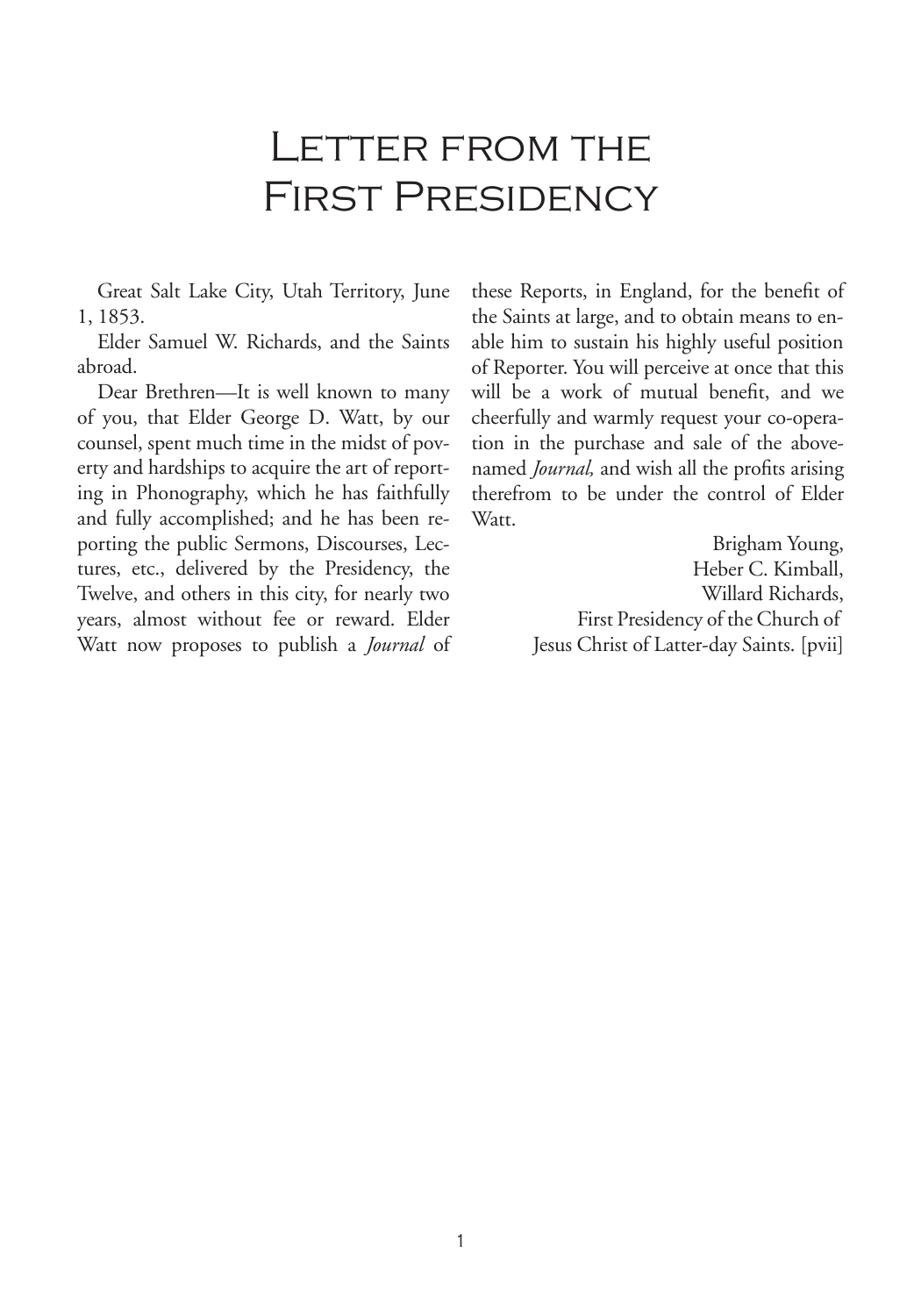# Letter from the First Presidency

Great Salt Lake City, Utah Territory, June 1, 1853.

Elder Samuel W. Richards, and the Saints abroad.

Dear Brethren—It is well known to many of you, that Elder George D. Watt, by our counsel, spent much time in the midst of poverty and hardships to acquire the art of reporting in Phonography, which he has faithfully and fully accomplished; and he has been reporting the public Sermons, Discourses, Lectures, etc., delivered by the Presidency, the Twelve, and others in this city, for nearly two years, almost without fee or reward. Elder Watt now proposes to publish a *Journal* of these Reports, in England, for the benefit of the Saints at large, and to obtain means to enable him to sustain his highly useful position of Reporter. You will perceive at once that this will be a work of mutual benefit, and we cheerfully and warmly request your co-operation in the purchase and sale of the above-named *Journal,* and wish all the profits arising therefrom to be under the control of Elder Watt.

Brigham Young,
Heber C. Kimball,
Willard Richards,
First Presidency of the Church of
Jesus Christ of Latter-day Saints. [pvii]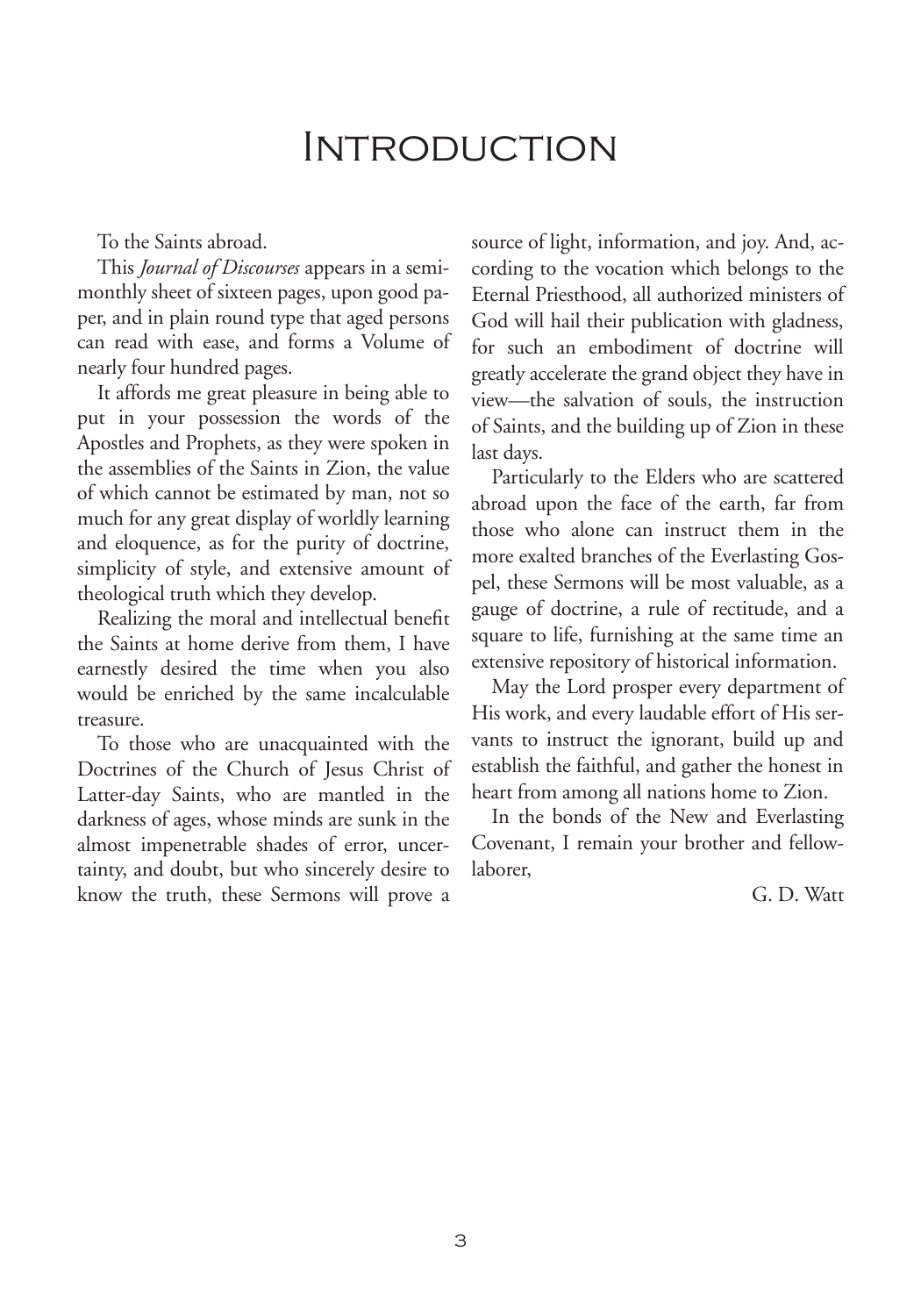# Introduction

To the Saints abroad.

This *Journal of Discourses* appears in a semi-monthly sheet of sixteen pages, upon good paper, and in plain round type that aged persons can read with ease, and forms a Volume of nearly four hundred pages.

It affords me great pleasure in being able to put in your possession the words of the Apostles and Prophets, as they were spoken in the assemblies of the Saints in Zion, the value of which cannot be estimated by man, not so much for any great display of worldly learning and eloquence, as for the purity of doctrine, simplicity of style, and extensive amount of theological truth which they develop.

Realizing the moral and intellectual benefit the Saints at home derive from them, I have earnestly desired the time when you also would be enriched by the same incalculable treasure.

To those who are unacquainted with the Doctrines of the Church of Jesus Christ of Latter-day Saints, who are mantled in the darkness of ages, whose minds are sunk in the almost impenetrable shades of error, uncertainty, and doubt, but who sincerely desire to know the truth, these Sermons will prove a source of light, information, and joy. And, according to the vocation which belongs to the Eternal Priesthood, all authorized ministers of God will hail their publication with gladness, for such an embodiment of doctrine will greatly accelerate the grand object they have in view—the salvation of souls, the instruction of Saints, and the building up of Zion in these last days.

Particularly to the Elders who are scattered abroad upon the face of the earth, far from those who alone can instruct them in the more exalted branches of the Everlasting Gospel, these Sermons will be most valuable, as a gauge of doctrine, a rule of rectitude, and a square to life, furnishing at the same time an extensive repository of historical information.

May the Lord prosper every department of His work, and every laudable effort of His servants to instruct the ignorant, build up and establish the faithful, and gather the honest in heart from among all nations home to Zion.

In the bonds of the New and Everlasting Covenant, I remain your brother and fellow-laborer,

G. D. Watt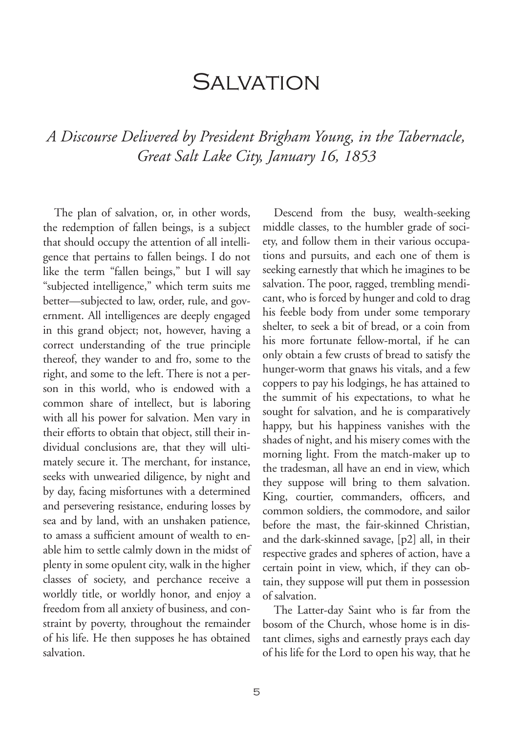# Salvation

*A Discourse Delivered by President Brigham Young, in the Tabernacle, Great Salt Lake City, January 16, 1853*

The plan of salvation, or, in other words, the redemption of fallen beings, is a subject that should occupy the attention of all intelligence that pertains to fallen beings. I do not like the term "fallen beings," but I will say "subjected intelligence," which term suits me better—subjected to law, order, rule, and government. All intelligences are deeply engaged in this grand object; not, however, having a correct understanding of the true principle thereof, they wander to and fro, some to the right, and some to the left. There is not a person in this world, who is endowed with a common share of intellect, but is laboring with all his power for salvation. Men vary in their efforts to obtain that object, still their individual conclusions are, that they will ultimately secure it. The merchant, for instance, seeks with unwearied diligence, by night and by day, facing misfortunes with a determined and persevering resistance, enduring losses by sea and by land, with an unshaken patience, to amass a sufficient amount of wealth to enable him to settle calmly down in the midst of plenty in some opulent city, walk in the higher classes of society, and perchance receive a worldly title, or worldly honor, and enjoy a freedom from all anxiety of business, and constraint by poverty, throughout the remainder of his life. He then supposes he has obtained salvation.

Descend from the busy, wealth-seeking middle classes, to the humbler grade of society, and follow them in their various occupations and pursuits, and each one of them is seeking earnestly that which he imagines to be salvation. The poor, ragged, trembling mendicant, who is forced by hunger and cold to drag his feeble body from under some temporary shelter, to seek a bit of bread, or a coin from his more fortunate fellow-mortal, if he can only obtain a few crusts of bread to satisfy the hunger-worm that gnaws his vitals, and a few coppers to pay his lodgings, he has attained to the summit of his expectations, to what he sought for salvation, and he is comparatively happy, but his happiness vanishes with the shades of night, and his misery comes with the morning light. From the match-maker up to the tradesman, all have an end in view, which they suppose will bring to them salvation. King, courtier, commanders, officers, and common soldiers, the commodore, and sailor before the mast, the fair-skinned Christian, and the dark-skinned savage, [p2] all, in their respective grades and spheres of action, have a certain point in view, which, if they can obtain, they suppose will put them in possession of salvation.

The Latter-day Saint who is far from the bosom of the Church, whose home is in distant climes, sighs and earnestly prays each day of his life for the Lord to open his way, that he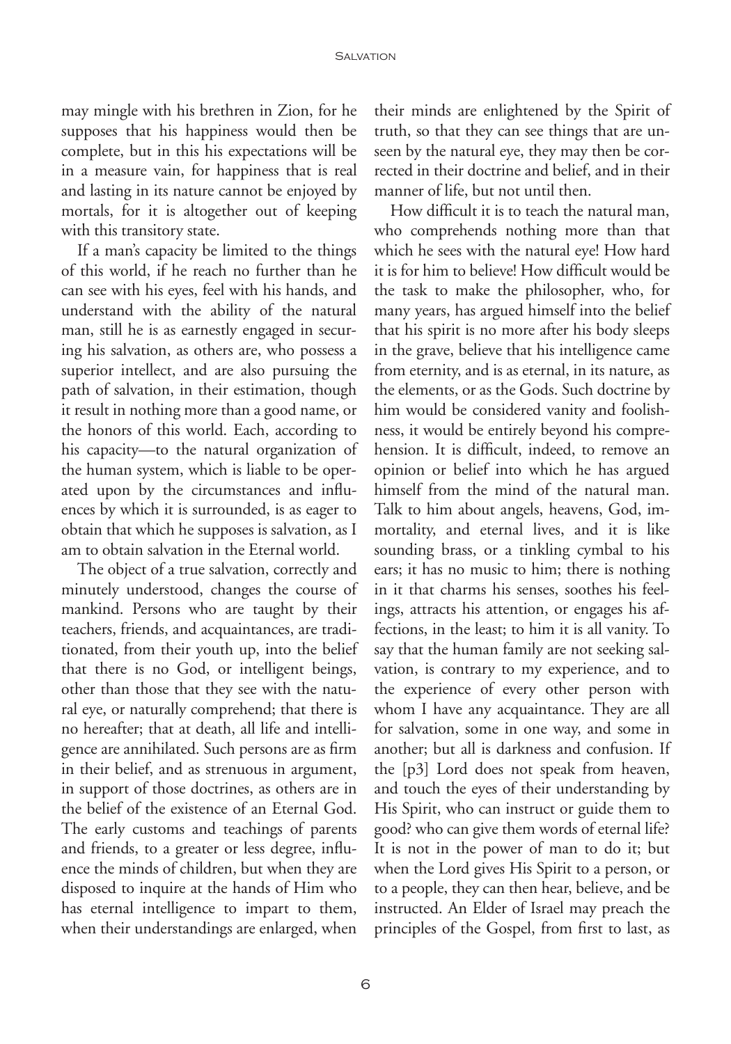may mingle with his brethren in Zion, for he supposes that his happiness would then be complete, but in this his expectations will be in a measure vain, for happiness that is real and lasting in its nature cannot be enjoyed by mortals, for it is altogether out of keeping with this transitory state.

If a man's capacity be limited to the things of this world, if he reach no further than he can see with his eyes, feel with his hands, and understand with the ability of the natural man, still he is as earnestly engaged in securing his salvation, as others are, who possess a superior intellect, and are also pursuing the path of salvation, in their estimation, though it result in nothing more than a good name, or the honors of this world. Each, according to his capacity—to the natural organization of the human system, which is liable to be operated upon by the circumstances and influences by which it is surrounded, is as eager to obtain that which he supposes is salvation, as I am to obtain salvation in the Eternal world.

The object of a true salvation, correctly and minutely understood, changes the course of mankind. Persons who are taught by their teachers, friends, and acquaintances, are traditionated, from their youth up, into the belief that there is no God, or intelligent beings, other than those that they see with the natural eye, or naturally comprehend; that there is no hereafter; that at death, all life and intelligence are annihilated. Such persons are as firm in their belief, and as strenuous in argument, in support of those doctrines, as others are in the belief of the existence of an Eternal God. The early customs and teachings of parents and friends, to a greater or less degree, influence the minds of children, but when they are disposed to inquire at the hands of Him who has eternal intelligence to impart to them, when their understandings are enlarged, when their minds are enlightened by the Spirit of truth, so that they can see things that are unseen by the natural eye, they may then be corrected in their doctrine and belief, and in their manner of life, but not until then.

How difficult it is to teach the natural man, who comprehends nothing more than that which he sees with the natural eye! How hard it is for him to believe! How difficult would be the task to make the philosopher, who, for many years, has argued himself into the belief that his spirit is no more after his body sleeps in the grave, believe that his intelligence came from eternity, and is as eternal, in its nature, as the elements, or as the Gods. Such doctrine by him would be considered vanity and foolishness, it would be entirely beyond his comprehension. It is difficult, indeed, to remove an opinion or belief into which he has argued himself from the mind of the natural man. Talk to him about angels, heavens, God, immortality, and eternal lives, and it is like sounding brass, or a tinkling cymbal to his ears; it has no music to him; there is nothing in it that charms his senses, soothes his feelings, attracts his attention, or engages his affections, in the least; to him it is all vanity. To say that the human family are not seeking salvation, is contrary to my experience, and to the experience of every other person with whom I have any acquaintance. They are all for salvation, some in one way, and some in another; but all is darkness and confusion. If the [p3] Lord does not speak from heaven, and touch the eyes of their understanding by His Spirit, who can instruct or guide them to good? who can give them words of eternal life? It is not in the power of man to do it; but when the Lord gives His Spirit to a person, or to a people, they can then hear, believe, and be instructed. An Elder of Israel may preach the principles of the Gospel, from first to last, as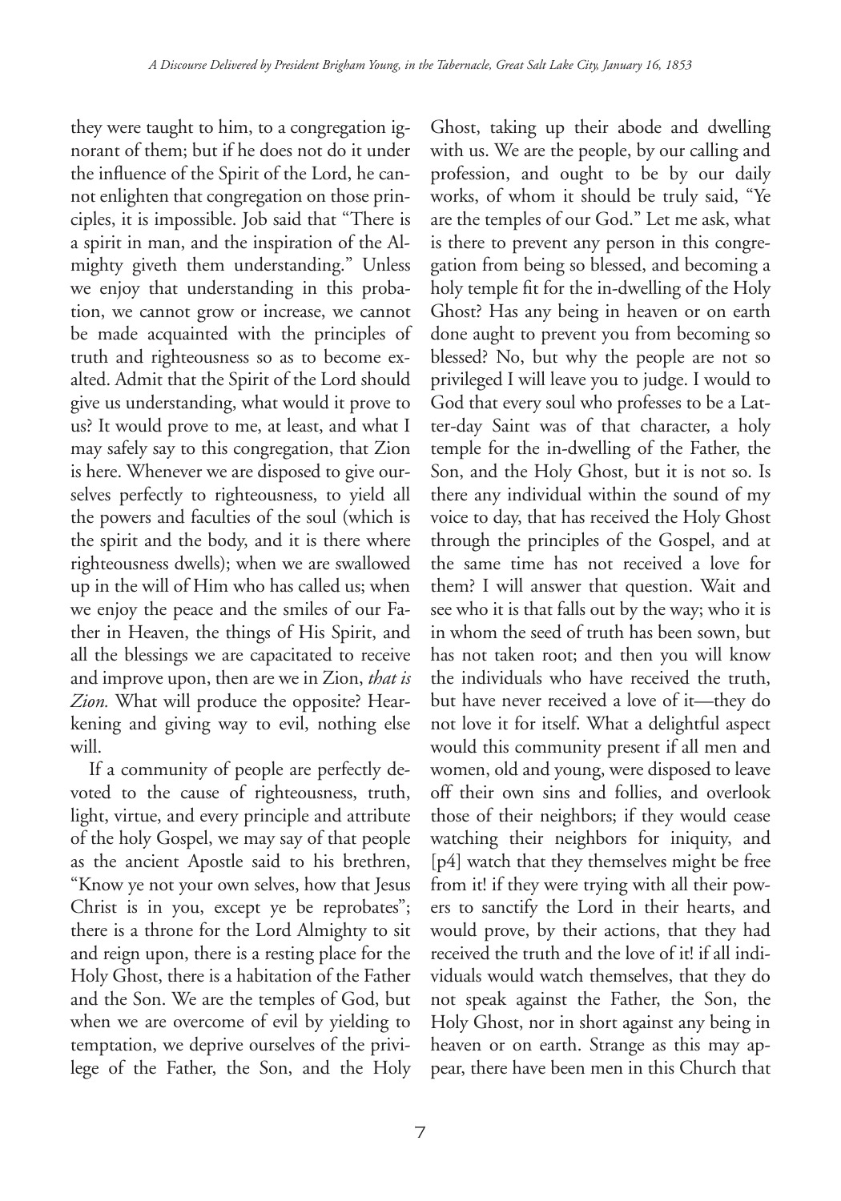they were taught to him, to a congregation ignorant of them; but if he does not do it under the influence of the Spirit of the Lord, he cannot enlighten that congregation on those principles, it is impossible. Job said that "There is a spirit in man, and the inspiration of the Almighty giveth them understanding." Unless we enjoy that understanding in this probation, we cannot grow or increase, we cannot be made acquainted with the principles of truth and righteousness so as to become exalted. Admit that the Spirit of the Lord should give us understanding, what would it prove to us? It would prove to me, at least, and what I may safely say to this congregation, that Zion is here. Whenever we are disposed to give ourselves perfectly to righteousness, to yield all the powers and faculties of the soul (which is the spirit and the body, and it is there where righteousness dwells); when we are swallowed up in the will of Him who has called us; when we enjoy the peace and the smiles of our Father in Heaven, the things of His Spirit, and all the blessings we are capacitated to receive and improve upon, then are we in Zion, *that is Zion.* What will produce the opposite? Hearkening and giving way to evil, nothing else will.

If a community of people are perfectly devoted to the cause of righteousness, truth, light, virtue, and every principle and attribute of the holy Gospel, we may say of that people as the ancient Apostle said to his brethren, "Know ye not your own selves, how that Jesus Christ is in you, except ye be reprobates"; there is a throne for the Lord Almighty to sit and reign upon, there is a resting place for the Holy Ghost, there is a habitation of the Father and the Son. We are the temples of God, but when we are overcome of evil by yielding to temptation, we deprive ourselves of the privilege of the Father, the Son, and the Holy Ghost, taking up their abode and dwelling with us. We are the people, by our calling and profession, and ought to be by our daily works, of whom it should be truly said, "Ye are the temples of our God." Let me ask, what is there to prevent any person in this congregation from being so blessed, and becoming a holy temple fit for the in-dwelling of the Holy Ghost? Has any being in heaven or on earth done aught to prevent you from becoming so blessed? No, but why the people are not so privileged I will leave you to judge. I would to God that every soul who professes to be a Latter-day Saint was of that character, a holy temple for the in-dwelling of the Father, the Son, and the Holy Ghost, but it is not so. Is there any individual within the sound of my voice to day, that has received the Holy Ghost through the principles of the Gospel, and at the same time has not received a love for them? I will answer that question. Wait and see who it is that falls out by the way; who it is in whom the seed of truth has been sown, but has not taken root; and then you will know the individuals who have received the truth, but have never received a love of it—they do not love it for itself. What a delightful aspect would this community present if all men and women, old and young, were disposed to leave off their own sins and follies, and overlook those of their neighbors; if they would cease watching their neighbors for iniquity, and [p4] watch that they themselves might be free from it! if they were trying with all their powers to sanctify the Lord in their hearts, and would prove, by their actions, that they had received the truth and the love of it! if all individuals would watch themselves, that they do not speak against the Father, the Son, the Holy Ghost, nor in short against any being in heaven or on earth. Strange as this may appear, there have been men in this Church that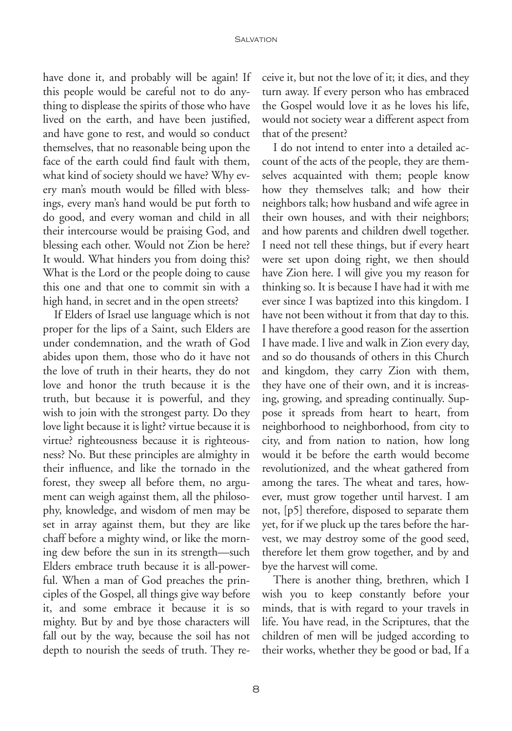have done it, and probably will be again! If this people would be careful not to do anything to displease the spirits of those who have lived on the earth, and have been justified, and have gone to rest, and would so conduct themselves, that no reasonable being upon the face of the earth could find fault with them, what kind of society should we have? Why every man's mouth would be filled with blessings, every man's hand would be put forth to do good, and every woman and child in all their intercourse would be praising God, and blessing each other. Would not Zion be here? It would. What hinders you from doing this? What is the Lord or the people doing to cause this one and that one to commit sin with a high hand, in secret and in the open streets?

If Elders of Israel use language which is not proper for the lips of a Saint, such Elders are under condemnation, and the wrath of God abides upon them, those who do it have not the love of truth in their hearts, they do not love and honor the truth because it is the truth, but because it is powerful, and they wish to join with the strongest party. Do they love light because it is light? virtue because it is virtue? righteousness because it is righteousness? No. But these principles are almighty in their influence, and like the tornado in the forest, they sweep all before them, no argument can weigh against them, all the philosophy, knowledge, and wisdom of men may be set in array against them, but they are like chaff before a mighty wind, or like the morning dew before the sun in its strength—such Elders embrace truth because it is all-powerful. When a man of God preaches the principles of the Gospel, all things give way before it, and some embrace it because it is so mighty. But by and bye those characters will fall out by the way, because the soil has not depth to nourish the seeds of truth. They receive it, but not the love of it; it dies, and they turn away. If every person who has embraced the Gospel would love it as he loves his life, would not society wear a different aspect from that of the present?

I do not intend to enter into a detailed account of the acts of the people, they are themselves acquainted with them; people know how they themselves talk; and how their neighbors talk; how husband and wife agree in their own houses, and with their neighbors; and how parents and children dwell together. I need not tell these things, but if every heart were set upon doing right, we then should have Zion here. I will give you my reason for thinking so. It is because I have had it with me ever since I was baptized into this kingdom. I have not been without it from that day to this. I have therefore a good reason for the assertion I have made. I live and walk in Zion every day, and so do thousands of others in this Church and kingdom, they carry Zion with them, they have one of their own, and it is increasing, growing, and spreading continually. Suppose it spreads from heart to heart, from neighborhood to neighborhood, from city to city, and from nation to nation, how long would it be before the earth would become revolutionized, and the wheat gathered from among the tares. The wheat and tares, however, must grow together until harvest. I am not, [p5] therefore, disposed to separate them yet, for if we pluck up the tares before the harvest, we may destroy some of the good seed, therefore let them grow together, and by and bye the harvest will come.

There is another thing, brethren, which I wish you to keep constantly before your minds, that is with regard to your travels in life. You have read, in the Scriptures, that the children of men will be judged according to their works, whether they be good or bad, If a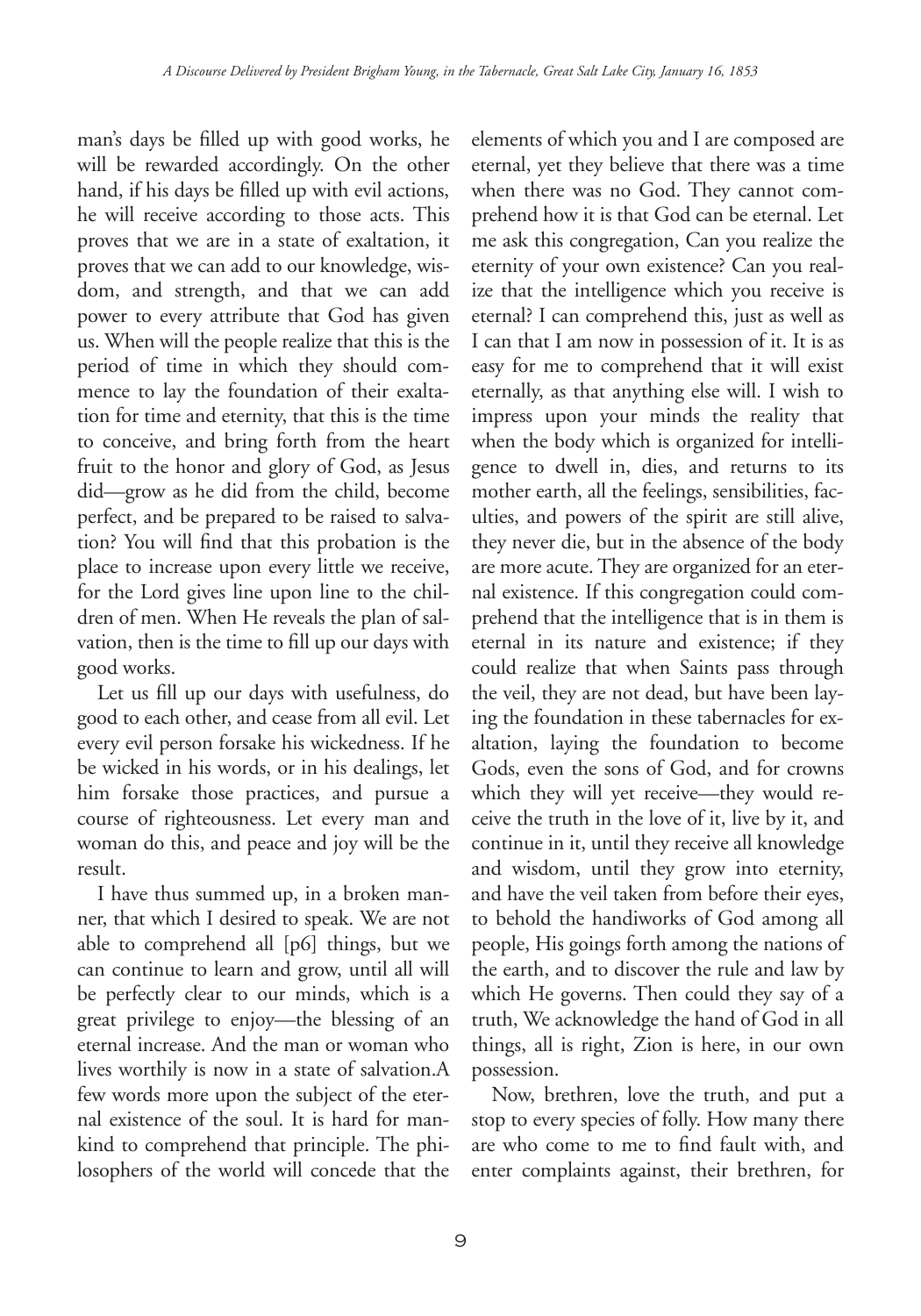man's days be filled up with good works, he will be rewarded accordingly. On the other hand, if his days be filled up with evil actions, he will receive according to those acts. This proves that we are in a state of exaltation, it proves that we can add to our knowledge, wisdom, and strength, and that we can add power to every attribute that God has given us. When will the people realize that this is the period of time in which they should commence to lay the foundation of their exaltation for time and eternity, that this is the time to conceive, and bring forth from the heart fruit to the honor and glory of God, as Jesus did—grow as he did from the child, become perfect, and be prepared to be raised to salvation? You will find that this probation is the place to increase upon every little we receive, for the Lord gives line upon line to the children of men. When He reveals the plan of salvation, then is the time to fill up our days with good works.

Let us fill up our days with usefulness, do good to each other, and cease from all evil. Let every evil person forsake his wickedness. If he be wicked in his words, or in his dealings, let him forsake those practices, and pursue a course of righteousness. Let every man and woman do this, and peace and joy will be the result.

I have thus summed up, in a broken manner, that which I desired to speak. We are not able to comprehend all [p6] things, but we can continue to learn and grow, until all will be perfectly clear to our minds, which is a great privilege to enjoy—the blessing of an eternal increase. And the man or woman who lives worthily is now in a state of salvation.A few words more upon the subject of the eternal existence of the soul. It is hard for mankind to comprehend that principle. The philosophers of the world will concede that the elements of which you and I are composed are eternal, yet they believe that there was a time when there was no God. They cannot comprehend how it is that God can be eternal. Let me ask this congregation, Can you realize the eternity of your own existence? Can you realize that the intelligence which you receive is eternal? I can comprehend this, just as well as I can that I am now in possession of it. It is as easy for me to comprehend that it will exist eternally, as that anything else will. I wish to impress upon your minds the reality that when the body which is organized for intelligence to dwell in, dies, and returns to its mother earth, all the feelings, sensibilities, faculties, and powers of the spirit are still alive, they never die, but in the absence of the body are more acute. They are organized for an eternal existence. If this congregation could comprehend that the intelligence that is in them is eternal in its nature and existence; if they could realize that when Saints pass through the veil, they are not dead, but have been laying the foundation in these tabernacles for exaltation, laying the foundation to become Gods, even the sons of God, and for crowns which they will yet receive—they would receive the truth in the love of it, live by it, and continue in it, until they receive all knowledge and wisdom, until they grow into eternity, and have the veil taken from before their eyes, to behold the handiworks of God among all people, His goings forth among the nations of the earth, and to discover the rule and law by which He governs. Then could they say of a truth, We acknowledge the hand of God in all things, all is right, Zion is here, in our own possession.

Now, brethren, love the truth, and put a stop to every species of folly. How many there are who come to me to find fault with, and enter complaints against, their brethren, for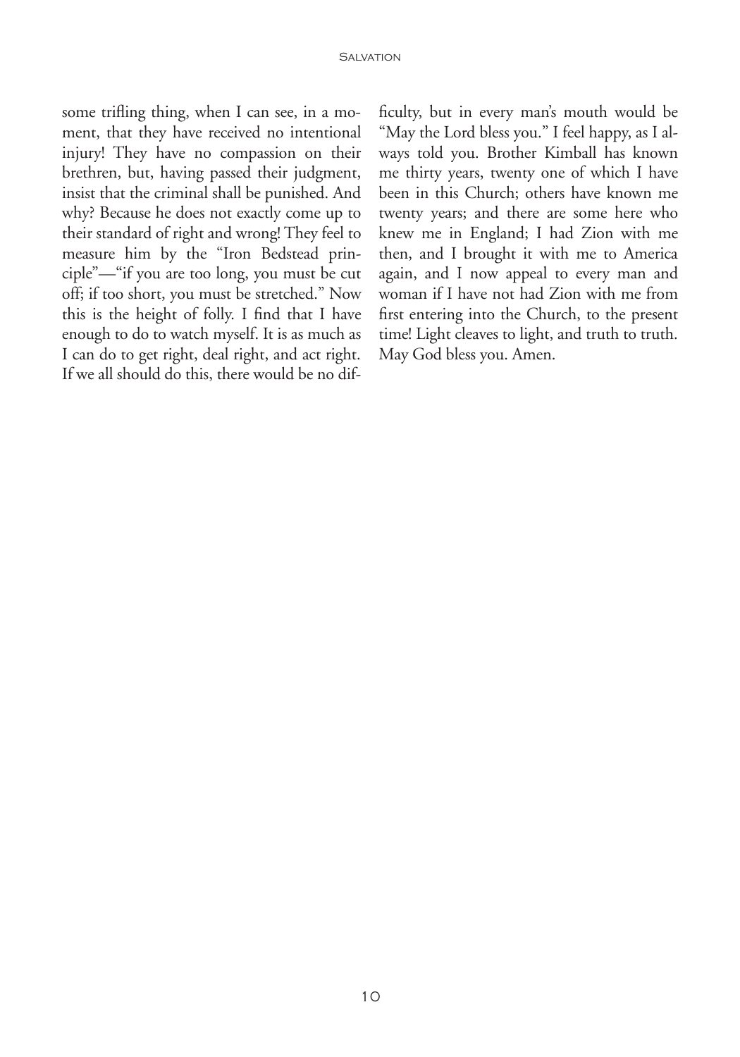some trifling thing, when I can see, in a moment, that they have received no intentional injury! They have no compassion on their brethren, but, having passed their judgment, insist that the criminal shall be punished. And why? Because he does not exactly come up to their standard of right and wrong! They feel to measure him by the "Iron Bedstead principle"—"if you are too long, you must be cut off; if too short, you must be stretched." Now this is the height of folly. I find that I have enough to do to watch myself. It is as much as I can do to get right, deal right, and act right. If we all should do this, there would be no difficulty, but in every man's mouth would be "May the Lord bless you." I feel happy, as I always told you. Brother Kimball has known me thirty years, twenty one of which I have been in this Church; others have known me twenty years; and there are some here who knew me in England; I had Zion with me then, and I brought it with me to America again, and I now appeal to every man and woman if I have not had Zion with me from first entering into the Church, to the present time! Light cleaves to light, and truth to truth. May God bless you. Amen.